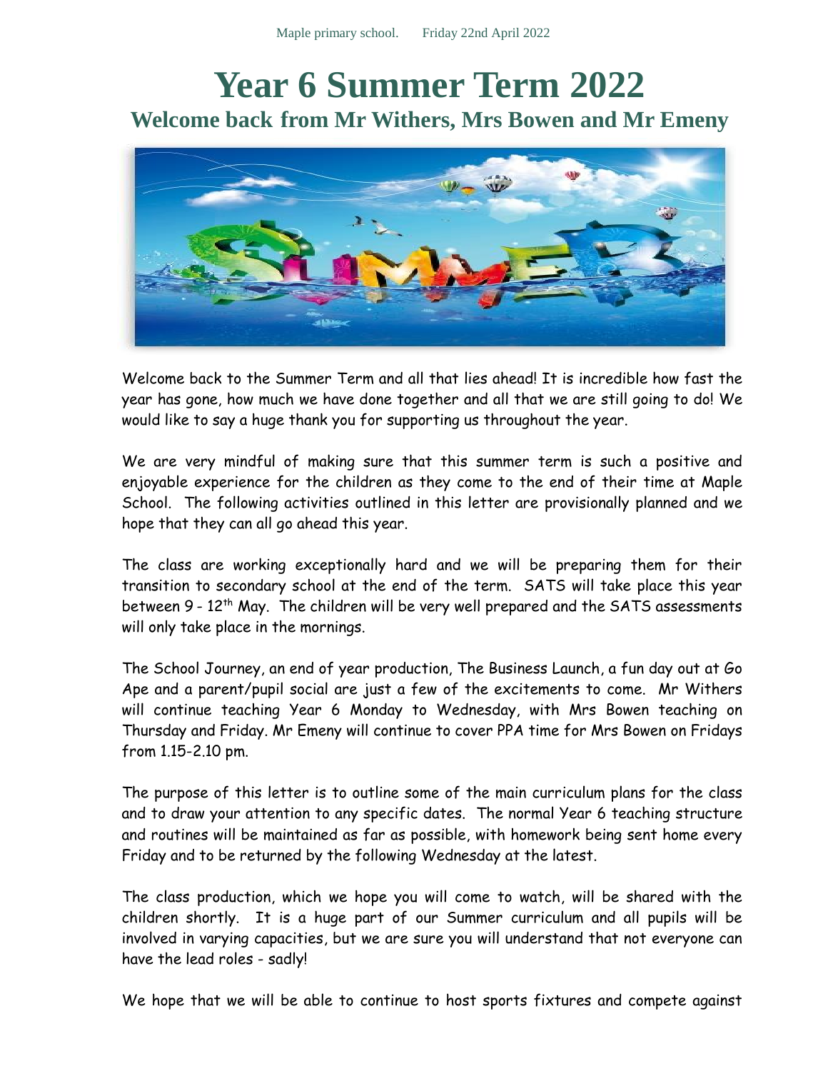Maple primary school. Friday 22nd April 2022

# Year 6 Summer Term 2022

## Welcome back from Mr Withers, Mrs Bowen and Mr Emeny

Welcome back to the Summer Term and all that lies ahead! It is incredible how fast the year has gone, how much we have done together and all that we are still going to do! We would like to say a huge thank you for supporting us throughout the year.

We are very mindful of making sure that this summer term is such a positive and enjoyable experience for the children as they come to the end of their time at Maple School. The following activities outlined in this letter are provisionally planned and we hope that they can all go ahead this year.

The class are working exceptionally hard and we will be preparing them for their transition to secondary school at the end of the term. SATS will take place this year between 9 - 12th May. The children will be very well prepared and the SATS assessments will only take place in the mornings.

The School Journey, an end of year production, The Business Launch, a fun day out at Go Ape and a parent/pupil social are just a few of the excitements to come. Mr Withers will continue teaching Year 6 Monday to Wednesday, with Mrs Bowen teaching on Thursday and Friday. Mr Emeny will continue to cover PPA time for Mrs Bowen on Fridays from 1.15-2.10 pm.

The purpose of this letter is to outline some of the main curriculum plans for the class and to draw your attention to any specific dates. The normal Year 6 teaching structure and routines will be maintained as far as possible, with homework being sent home every Friday and to be returned by the following Wednesday at the latest.

The class production, which we hope you will come to watch, will be shared with the children shortly. It is a huge part of our Summer curriculum and all pupils will be involved in varying capacities, but we are sure you will understand that not everyone can have the lead roles - sadly!

We hope that we will be able to continue to host sports fixtures and compete against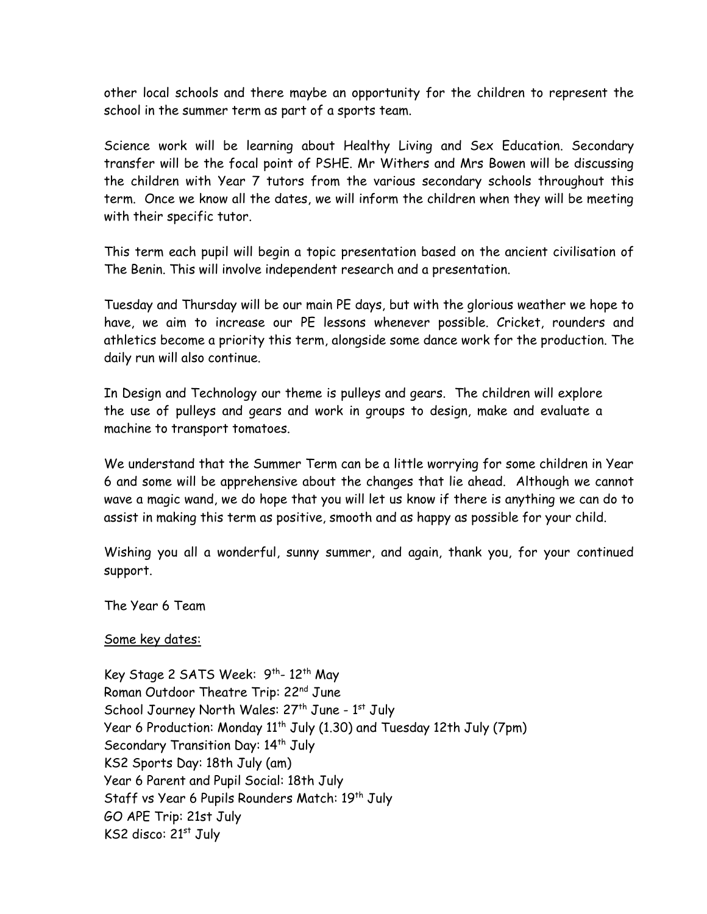other local schools and there maybe an opportunity for the children to represent the school in the summer term as part of a sports team.

Science work will be learning about Healthy Living and Sex Education. Secondary transfer will be the focal point of PSHE. Mr Withers and Mrs Bowen will be discussing the children with Year 7 tutors from the various secondary schools throughout this term. Once we know all the dates, we will inform the children when they will be meeting with their specific tutor.

This term each pupil will begin a topic presentation based on the ancient civilisation of The Benin. This will involve independent research and a presentation.

Tuesday and Thursday will be our main PE days, but with the glorious weather we hope to have, we aim to increase our PE lessons whenever possible. Cricket, rounders and athletics become a priority this term, alongside some dance work for the production. The daily run will also continue.

In Design and Technology our theme is pulleys and gears. The children will explore the use of pulleys and gears and work in groups to design, make and evaluate a machine to transport tomatoes.

We understand that the Summer Term can be a little worrying for some children in Year 6 and some will be apprehensive about the changes that lie ahead. Although we cannot wave a magic wand, we do hope that you will let us know if there is anything we can do to assist in making this term as positive, smooth and as happy as possible for your child.

Wishing you all a wonderful, sunny summer, and again, thank you, for your continued support.

The Year 6 Team

<u>Some key dates:</u>

Key Stage 2 SATS Week: 9th- 12th May
Roman Outdoor Theatre Trip: 22nd June
School Journey North Wales: 27th June - 1st July
Year 6 Production: Monday 11th July (1.30) and Tuesday 12th July (7pm)
Secondary Transition Day: 14th July
KS2 Sports Day: 18th July (am)
Year 6 Parent and Pupil Social: 18th July
Staff vs Year 6 Pupils Rounders Match: 19th July
GO APE Trip: 21st July
KS2 disco: 21st July